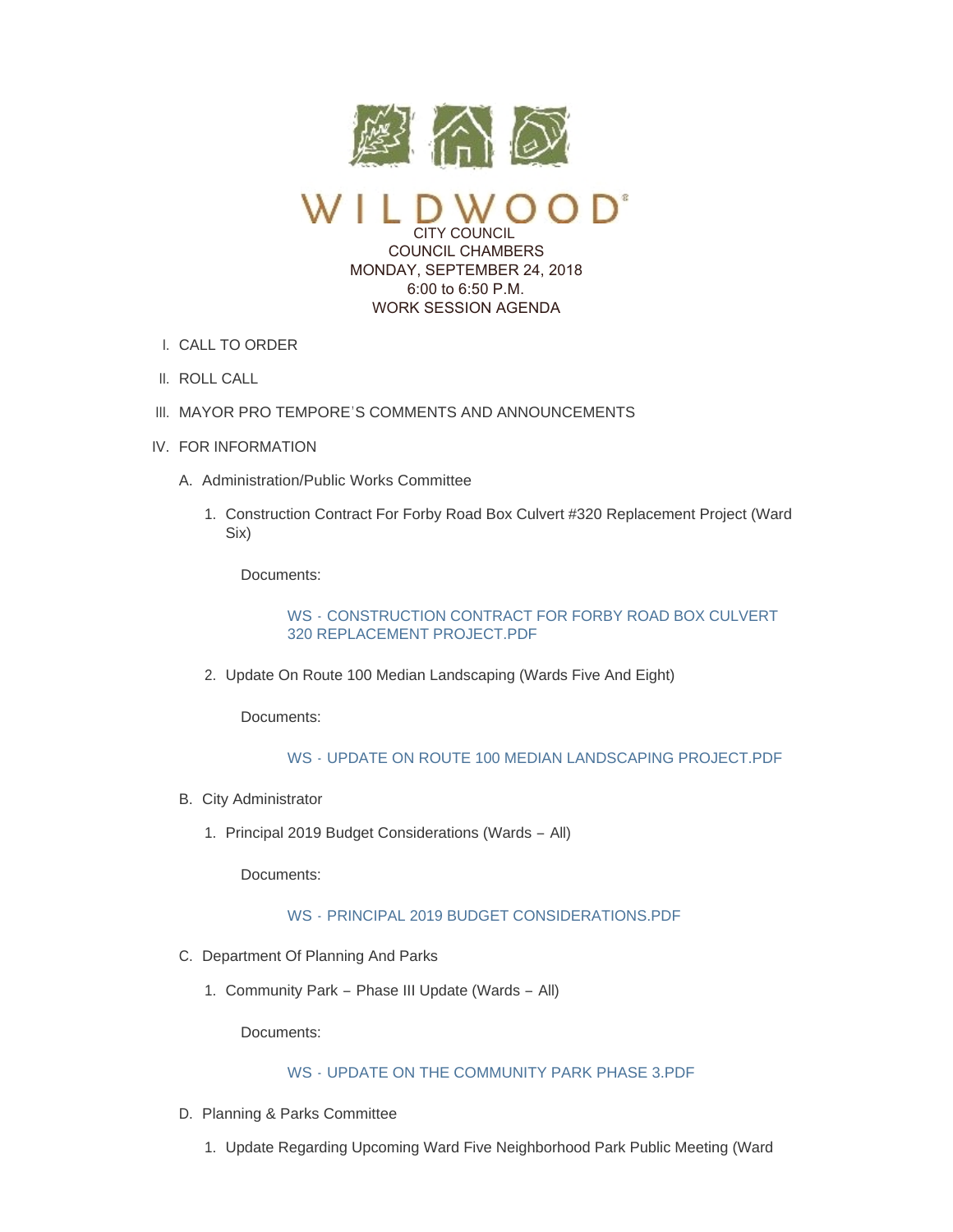# WILDWOOD

CITY COUNCIL
COUNCIL CHAMBERS
MONDAY, SEPTEMBER 24, 2018
6:00 to 6:50 P.M.
WORK SESSION AGENDA

I. CALL TO ORDER

II. ROLL CALL

III. MAYOR PRO TEMPORE'S COMMENTS AND ANNOUNCEMENTS

IV. FOR INFORMATION

A. Administration/Public Works Committee

1. Construction Contract For Forby Road Box Culvert #320 Replacement Project (Ward Six)

Documents:

WS - CONSTRUCTION CONTRACT FOR FORBY ROAD BOX CULVERT 320 REPLACEMENT PROJECT.PDF

2. Update On Route 100 Median Landscaping (Wards Five And Eight)

Documents:

WS - UPDATE ON ROUTE 100 MEDIAN LANDSCAPING PROJECT.PDF

B. City Administrator

1. Principal 2019 Budget Considerations (Wards – All)

Documents:

WS - PRINCIPAL 2019 BUDGET CONSIDERATIONS.PDF

C. Department Of Planning And Parks

1. Community Park – Phase III Update (Wards – All)

Documents:

WS - UPDATE ON THE COMMUNITY PARK PHASE 3.PDF

D. Planning & Parks Committee

1. Update Regarding Upcoming Ward Five Neighborhood Park Public Meeting (Ward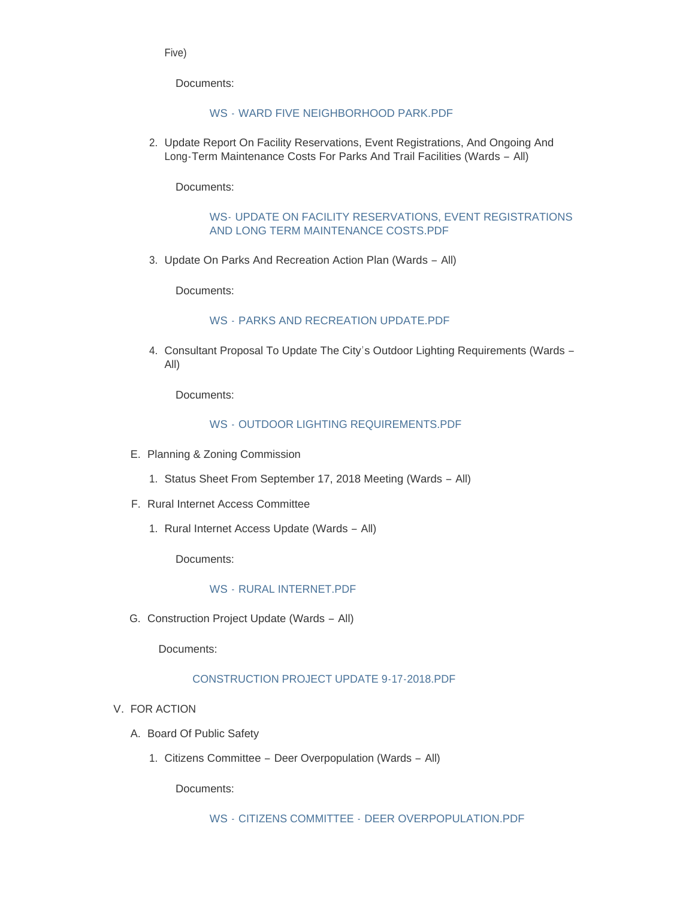Five)

Documents:

WS - WARD FIVE NEIGHBORHOOD PARK.PDF

2. Update Report On Facility Reservations, Event Registrations, And Ongoing And Long-Term Maintenance Costs For Parks And Trail Facilities (Wards – All)

   Documents:

   WS- UPDATE ON FACILITY RESERVATIONS, EVENT REGISTRATIONS AND LONG TERM MAINTENANCE COSTS.PDF

3. Update On Parks And Recreation Action Plan (Wards – All)

   Documents:

   WS - PARKS AND RECREATION UPDATE.PDF

4. Consultant Proposal To Update The City's Outdoor Lighting Requirements (Wards – All)

   Documents:

   WS - OUTDOOR LIGHTING REQUIREMENTS.PDF

E. Planning & Zoning Commission

   1. Status Sheet From September 17, 2018 Meeting (Wards – All)

F. Rural Internet Access Committee

   1. Rural Internet Access Update (Wards – All)

      Documents:

      WS - RURAL INTERNET.PDF

G. Construction Project Update (Wards – All)

   Documents:

   CONSTRUCTION PROJECT UPDATE 9-17-2018.PDF

V. FOR ACTION

   A. Board Of Public Safety

      1. Citizens Committee – Deer Overpopulation (Wards – All)

         Documents:

         WS - CITIZENS COMMITTEE - DEER OVERPOPULATION.PDF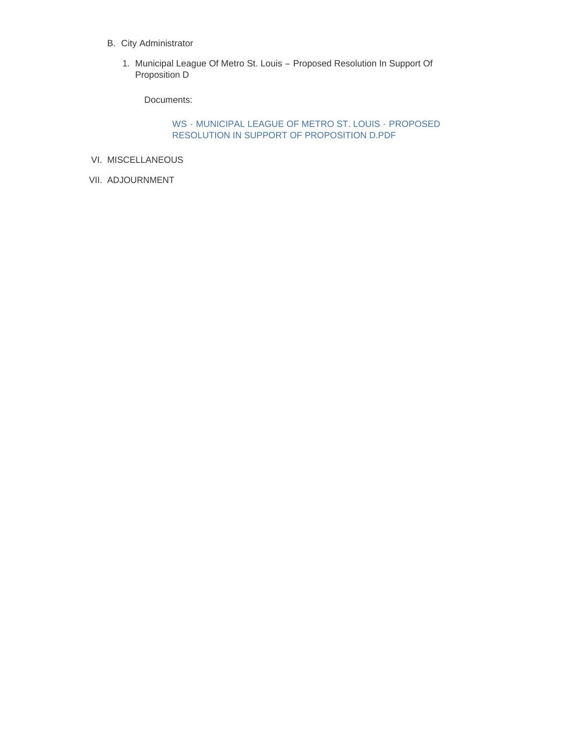B. City Administrator

1. Municipal League Of Metro St. Louis – Proposed Resolution In Support Of Proposition D

   Documents:

   WS - MUNICIPAL LEAGUE OF METRO ST. LOUIS - PROPOSED RESOLUTION IN SUPPORT OF PROPOSITION D.PDF

VI. MISCELLANEOUS

VII. ADJOURNMENT